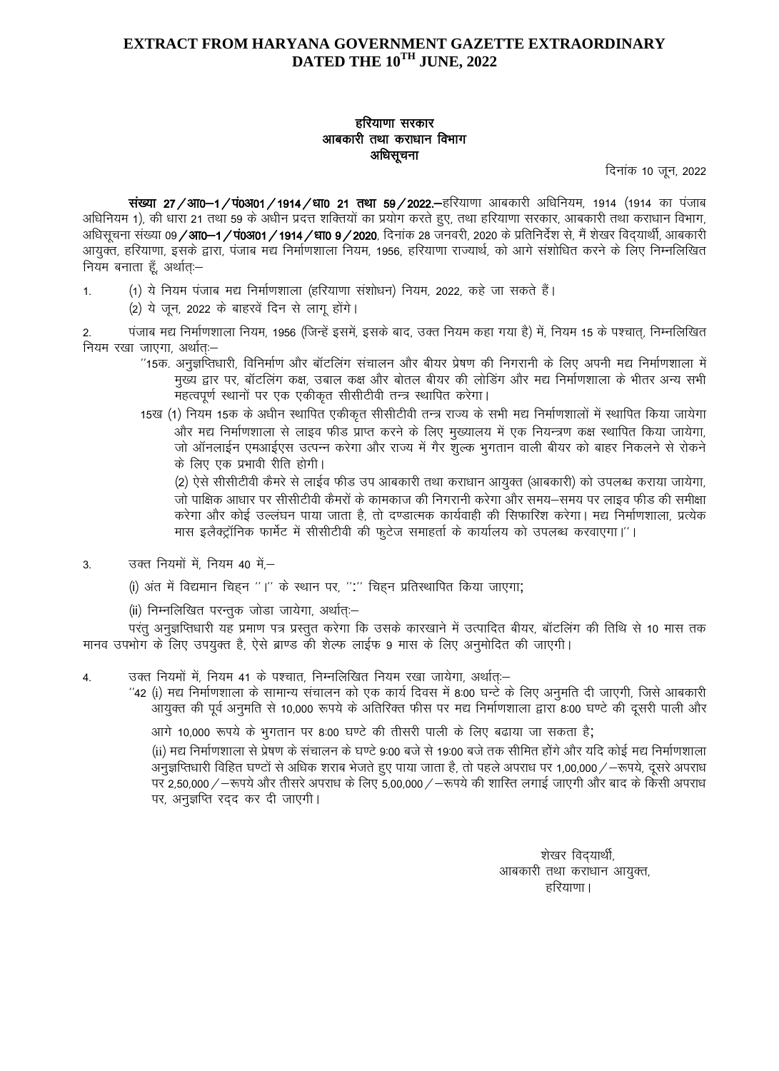# EXTRACT FROM HARYANA GOVERNMENT GAZETTE EXTRAORDINARY DATED THE 10TH JUNE, 2022

**हरियाणा सरकार**
**आबकारी तथा कराधान विभाग**
**अधिसूचना**

दिनांक 10 जून, 2022

**संख्या 27/आ0–1/पं0अ01/1914/धा0 21 तथा 59/2022.**–हरियाणा आबकारी अधिनियम, 1914 (1914 का पंजाब अधिनियम 1), की धारा 21 तथा 59 के अधीन प्रदत्त शक्तियों का प्रयोग करते हुए, तथा हरियाणा सरकार, आबकारी तथा कराधान विभाग, अधिसूचना संख्या 09/**आ0–1/पं0अ01/1914/धा0 9/2020**, दिनांक 28 जनवरी, 2020 के प्रतिनिर्देश से, मैं शेखर विद्यार्थी, आबकारी आयुक्त, हरियाणा, इसके द्वारा, पंजाब मद्य निर्माणशाला नियम, 1956, हरियाणा राज्यार्थ, को आगे संशोधित करने के लिए निम्नलिखित नियम बनाता हूँ, अर्थात्:–

1. (1) ये नियम पंजाब मद्य निर्माणशाला (हरियाणा संशोधन) नियम, 2022, कहे जा सकते हैं।

   (2) ये जून, 2022 के बाहरवें दिन से लागू होंगे।

2. पंजाब मद्य निर्माणशाला नियम, 1956 (जिन्हें इसमें, इसके बाद, उक्त नियम कहा गया है) में, नियम 15 के पश्चात्, निम्नलिखित नियम रखा जाएगा, अर्थात्:–

   "15क. अनुज्ञप्तिधारी, विनिर्माण और बॉटलिंग संचालन और बीयर प्रेषण की निगरानी के लिए अपनी मद्य निर्माणशाला में मुख्य द्वार पर, बॉटलिंग कक्ष, उबाल कक्ष और बोतल बीयर की लोडिंग और मद्य निर्माणशाला के भीतर अन्य सभी महत्वपूर्ण स्थानों पर एक एकीकृत सीसीटीवी तन्त्र स्थापित करेगा।

   15ख (1) नियम 15क के अधीन स्थापित एकीकृत सीसीटीवी तन्त्र राज्य के सभी मद्य निर्माणशालों में स्थापित किया जायेगा और मद्य निर्माणशाला से लाइव फीड प्राप्त करने के लिए मुख्यालय में एक नियन्त्रण कक्ष स्थापित किया जायेगा, जो ऑनलाईन एमआईएस उत्पन्न करेगा और राज्य में गैर शुल्क भुगतान वाली बीयर को बाहर निकलने से रोकने के लिए एक प्रभावी रीति होगी।

   (2) ऐसे सीसीटीवी कैमरे से लाईव फीड उप आबकारी तथा कराधान आयुक्त (आबकारी) को उपलब्ध कराया जायेगा, जो पाक्षिक आधार पर सीसीटीवी कैमरों के कामकाज की निगरानी करेगा और समय–समय पर लाइव फीड की समीक्षा करेगा और कोई उल्लंघन पाया जाता है, तो दण्डात्मक कार्यवाही की सिफारिश करेगा। मद्य निर्माणशाला, प्रत्येक मास इलैक्ट्रॉनिक फार्मेट में सीसीटीवी की फुटेज समाहर्ता के कार्यालय को उपलब्ध करवाएगा।"।

3. उक्त नियमों में, नियम 40 में,–

   (i) अंत में विद्यमान चिह्न "।" के स्थान पर, ":" चिह्न प्रतिस्थापित किया जाएगा;

   (ii) निम्नलिखित परन्तुक जोडा जायेगा, अर्थात्:–

परंतु अनुज्ञप्तिधारी यह प्रमाण पत्र प्रस्तुत करेगा कि उसके कारखाने में उत्पादित बीयर, बॉटलिंग की तिथि से 10 मास तक मानव उपभोग के लिए उपयुक्त है, ऐसे ब्राण्ड की शेल्फ लाईफ 9 मास के लिए अनुमोदित की जाएगी।

4. उक्त नियमों में, नियम 41 के पश्चात, निम्नलिखित नियम रखा जायेगा, अर्थात्:–

   "42 (i) मद्य निर्माणशाला के सामान्य संचालन को एक कार्य दिवस में 8:00 घन्टे के लिए अनुमति दी जाएगी, जिसे आबकारी आयुक्त की पूर्व अनुमति से 10,000 रूपये के अतिरिक्त फीस पर मद्य निर्माणशाला द्वारा 8:00 घण्टे की दूसरी पाली और आगे 10,000 रूपये के भुगतान पर 8:00 घण्टे की तीसरी पाली के लिए बढाया जा सकता है;

   (ii) मद्य निर्माणशाला से प्रेषण के संचालन के घण्टे 9:00 बजे से 19:00 बजे तक सीमित होंगे और यदि कोई मद्य निर्माणशाला अनुज्ञप्तिधारी विहित घण्टों से अधिक शराब भेजते हुए पाया जाता है, तो पहले अपराध पर 1,00,000/–रूपये, दूसरे अपराध पर 2,50,000/–रूपये और तीसरे अपराध के लिए 5,00,000/–रूपये की शास्ति लगाई जाएगी और बाद के किसी अपराध पर, अनुज्ञप्ति रद्द कर दी जाएगी।

शेखर विद्यार्थी,
आबकारी तथा कराधान आयुक्त,
हरियाणा।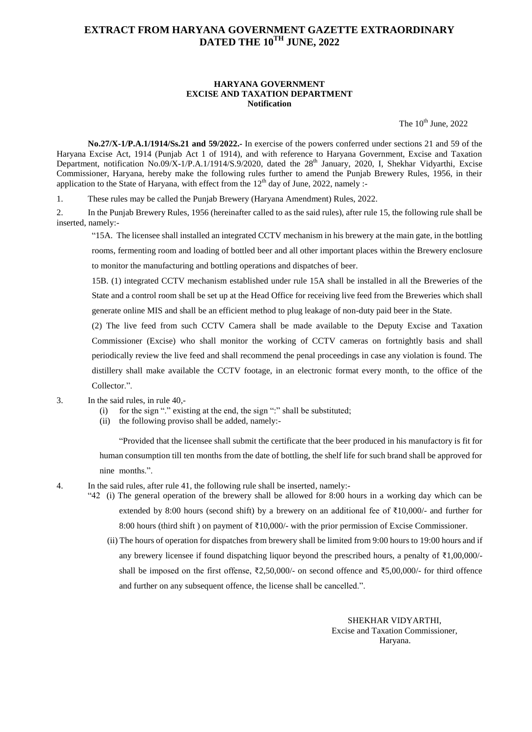# EXTRACT FROM HARYANA GOVERNMENT GAZETTE EXTRAORDINARY DATED THE 10TH JUNE, 2022

**HARYANA GOVERNMENT**
**EXCISE AND TAXATION DEPARTMENT**
**Notification**

The 10th June, 2022

**No.27/X-1/P.A.1/1914/Ss.21 and 59/2022.-** In exercise of the powers conferred under sections 21 and 59 of the Haryana Excise Act, 1914 (Punjab Act 1 of 1914), and with reference to Haryana Government, Excise and Taxation Department, notification No.09/X-1/P.A.1/1914/S.9/2020, dated the 28th January, 2020, I, Shekhar Vidyarthi, Excise Commissioner, Haryana, hereby make the following rules further to amend the Punjab Brewery Rules, 1956, in their application to the State of Haryana, with effect from the 12th day of June, 2022, namely :-

1. These rules may be called the Punjab Brewery (Haryana Amendment) Rules, 2022.

2. In the Punjab Brewery Rules, 1956 (hereinafter called to as the said rules), after rule 15, the following rule shall be inserted, namely:-

"15A. The licensee shall installed an integrated CCTV mechanism in his brewery at the main gate, in the bottling rooms, fermenting room and loading of bottled beer and all other important places within the Brewery enclosure to monitor the manufacturing and bottling operations and dispatches of beer.

15B. (1) integrated CCTV mechanism established under rule 15A shall be installed in all the Breweries of the State and a control room shall be set up at the Head Office for receiving live feed from the Breweries which shall generate online MIS and shall be an efficient method to plug leakage of non-duty paid beer in the State.

(2) The live feed from such CCTV Camera shall be made available to the Deputy Excise and Taxation Commissioner (Excise) who shall monitor the working of CCTV cameras on fortnightly basis and shall periodically review the live feed and shall recommend the penal proceedings in case any violation is found. The distillery shall make available the CCTV footage, in an electronic format every month, to the office of the Collector.".

3. In the said rules, in rule 40,-
   (i) for the sign "." existing at the end, the sign ":" shall be substituted;
   (ii) the following proviso shall be added, namely:-

   "Provided that the licensee shall submit the certificate that the beer produced in his manufactory is fit for human consumption till ten months from the date of bottling, the shelf life for such brand shall be approved for nine months.".

4. In the said rules, after rule 41, the following rule shall be inserted, namely:-

"42 (i) The general operation of the brewery shall be allowed for 8:00 hours in a working day which can be extended by 8:00 hours (second shift) by a brewery on an additional fee of ₹10,000/- and further for 8:00 hours (third shift ) on payment of ₹10,000/- with the prior permission of Excise Commissioner.

(ii) The hours of operation for dispatches from brewery shall be limited from 9:00 hours to 19:00 hours and if any brewery licensee if found dispatching liquor beyond the prescribed hours, a penalty of ₹1,00,000/- shall be imposed on the first offense, ₹2,50,000/- on second offence and ₹5,00,000/- for third offence and further on any subsequent offence, the license shall be cancelled.".

SHEKHAR VIDYARTHI,
Excise and Taxation Commissioner,
Haryana.